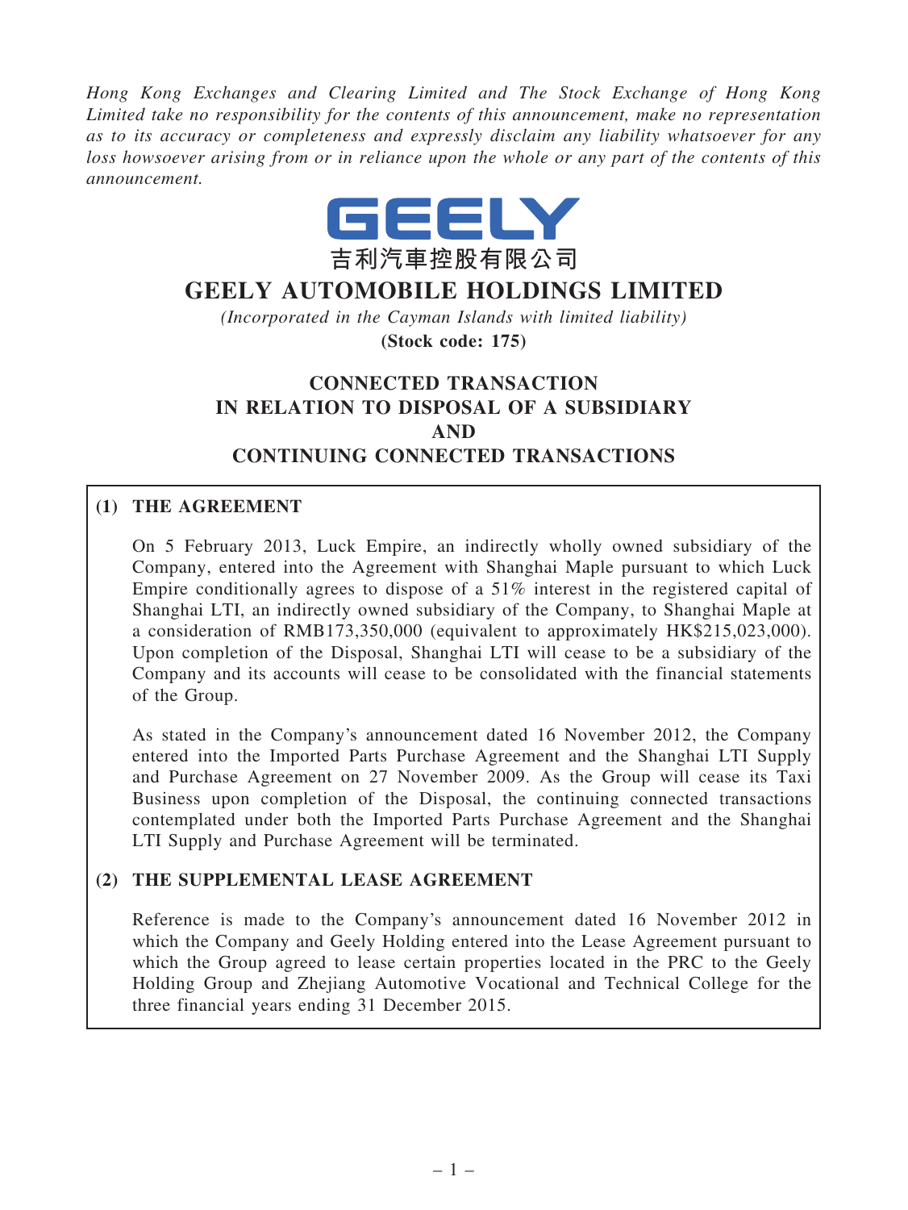*Hong Kong Exchanges and Clearing Limited and The Stock Exchange of Hong Kong Limited take no responsibility for the contents of this announcement, make no representation as to its accuracy or completeness and expressly disclaim any liability whatsoever for any loss howsoever arising from or in reliance upon the whole or any part of the contents of this announcement.*

GEELY

吉利汽車控股有限公司

# GEELY AUTOMOBILE HOLDINGS LIMITED

*(Incorporated in the Cayman Islands with limited liability)*

**(Stock code: 175)**

## CONNECTED TRANSACTION IN RELATION TO DISPOSAL OF A SUBSIDIARY AND CONTINUING CONNECTED TRANSACTIONS

### (1) THE AGREEMENT

On 5 February 2013, Luck Empire, an indirectly wholly owned subsidiary of the Company, entered into the Agreement with Shanghai Maple pursuant to which Luck Empire conditionally agrees to dispose of a 51% interest in the registered capital of Shanghai LTI, an indirectly owned subsidiary of the Company, to Shanghai Maple at a consideration of RMB173,350,000 (equivalent to approximately HK$215,023,000). Upon completion of the Disposal, Shanghai LTI will cease to be a subsidiary of the Company and its accounts will cease to be consolidated with the financial statements of the Group.

As stated in the Company's announcement dated 16 November 2012, the Company entered into the Imported Parts Purchase Agreement and the Shanghai LTI Supply and Purchase Agreement on 27 November 2009. As the Group will cease its Taxi Business upon completion of the Disposal, the continuing connected transactions contemplated under both the Imported Parts Purchase Agreement and the Shanghai LTI Supply and Purchase Agreement will be terminated.

### (2) THE SUPPLEMENTAL LEASE AGREEMENT

Reference is made to the Company's announcement dated 16 November 2012 in which the Company and Geely Holding entered into the Lease Agreement pursuant to which the Group agreed to lease certain properties located in the PRC to the Geely Holding Group and Zhejiang Automotive Vocational and Technical College for the three financial years ending 31 December 2015.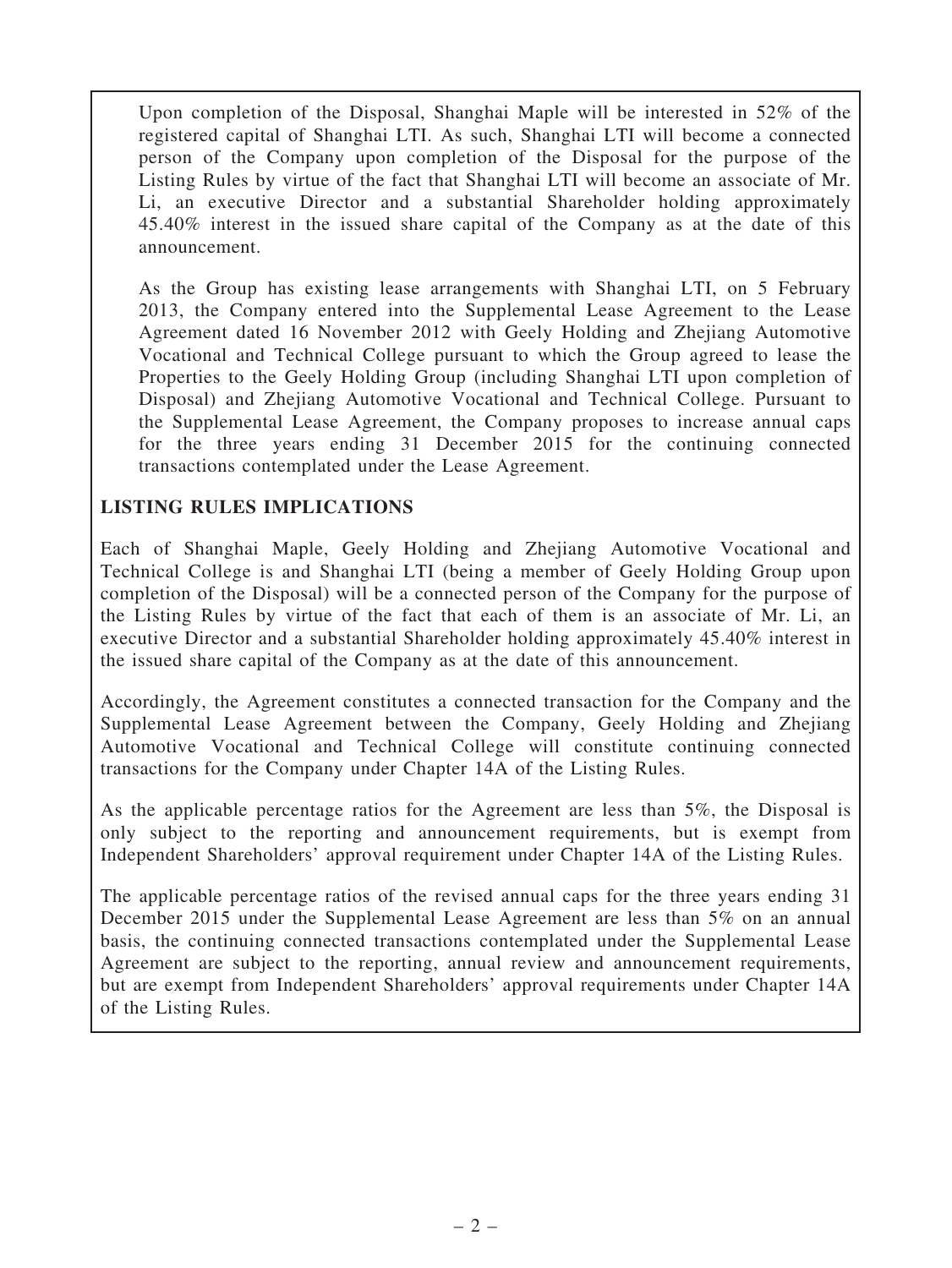Upon completion of the Disposal, Shanghai Maple will be interested in 52% of the registered capital of Shanghai LTI. As such, Shanghai LTI will become a connected person of the Company upon completion of the Disposal for the purpose of the Listing Rules by virtue of the fact that Shanghai LTI will become an associate of Mr. Li, an executive Director and a substantial Shareholder holding approximately 45.40% interest in the issued share capital of the Company as at the date of this announcement.

As the Group has existing lease arrangements with Shanghai LTI, on 5 February 2013, the Company entered into the Supplemental Lease Agreement to the Lease Agreement dated 16 November 2012 with Geely Holding and Zhejiang Automotive Vocational and Technical College pursuant to which the Group agreed to lease the Properties to the Geely Holding Group (including Shanghai LTI upon completion of Disposal) and Zhejiang Automotive Vocational and Technical College. Pursuant to the Supplemental Lease Agreement, the Company proposes to increase annual caps for the three years ending 31 December 2015 for the continuing connected transactions contemplated under the Lease Agreement.

## LISTING RULES IMPLICATIONS

Each of Shanghai Maple, Geely Holding and Zhejiang Automotive Vocational and Technical College is and Shanghai LTI (being a member of Geely Holding Group upon completion of the Disposal) will be a connected person of the Company for the purpose of the Listing Rules by virtue of the fact that each of them is an associate of Mr. Li, an executive Director and a substantial Shareholder holding approximately 45.40% interest in the issued share capital of the Company as at the date of this announcement.

Accordingly, the Agreement constitutes a connected transaction for the Company and the Supplemental Lease Agreement between the Company, Geely Holding and Zhejiang Automotive Vocational and Technical College will constitute continuing connected transactions for the Company under Chapter 14A of the Listing Rules.

As the applicable percentage ratios for the Agreement are less than 5%, the Disposal is only subject to the reporting and announcement requirements, but is exempt from Independent Shareholders' approval requirement under Chapter 14A of the Listing Rules.

The applicable percentage ratios of the revised annual caps for the three years ending 31 December 2015 under the Supplemental Lease Agreement are less than 5% on an annual basis, the continuing connected transactions contemplated under the Supplemental Lease Agreement are subject to the reporting, annual review and announcement requirements, but are exempt from Independent Shareholders' approval requirements under Chapter 14A of the Listing Rules.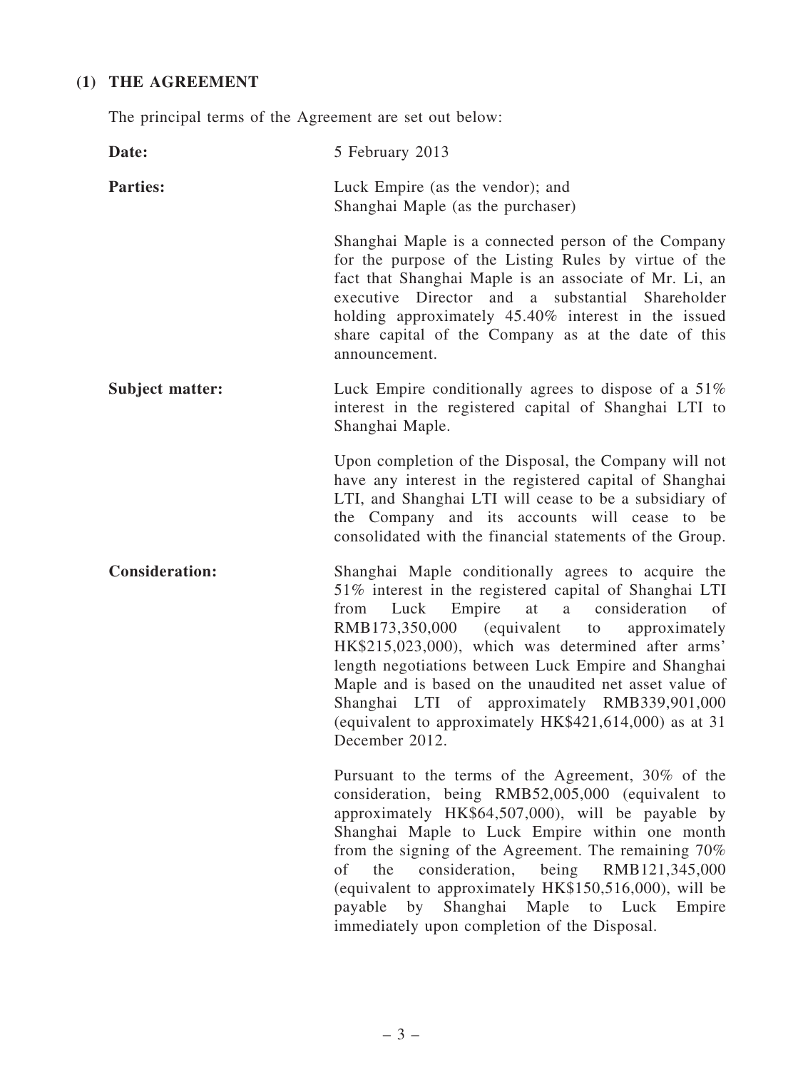## (1) THE AGREEMENT

The principal terms of the Agreement are set out below:

**Date:** 5 February 2013

**Parties:** Luck Empire (as the vendor); and
Shanghai Maple (as the purchaser)

Shanghai Maple is a connected person of the Company for the purpose of the Listing Rules by virtue of the fact that Shanghai Maple is an associate of Mr. Li, an executive Director and a substantial Shareholder holding approximately 45.40% interest in the issued share capital of the Company as at the date of this announcement.

**Subject matter:** Luck Empire conditionally agrees to dispose of a 51% interest in the registered capital of Shanghai LTI to Shanghai Maple.

Upon completion of the Disposal, the Company will not have any interest in the registered capital of Shanghai LTI, and Shanghai LTI will cease to be a subsidiary of the Company and its accounts will cease to be consolidated with the financial statements of the Group.

**Consideration:** Shanghai Maple conditionally agrees to acquire the 51% interest in the registered capital of Shanghai LTI from Luck Empire at a consideration of RMB173,350,000 (equivalent to approximately HK$215,023,000), which was determined after arms' length negotiations between Luck Empire and Shanghai Maple and is based on the unaudited net asset value of Shanghai LTI of approximately RMB339,901,000 (equivalent to approximately HK$421,614,000) as at 31 December 2012.

Pursuant to the terms of the Agreement, 30% of the consideration, being RMB52,005,000 (equivalent to approximately HK$64,507,000), will be payable by Shanghai Maple to Luck Empire within one month from the signing of the Agreement. The remaining 70% of the consideration, being RMB121,345,000 (equivalent to approximately HK$150,516,000), will be payable by Shanghai Maple to Luck Empire immediately upon completion of the Disposal.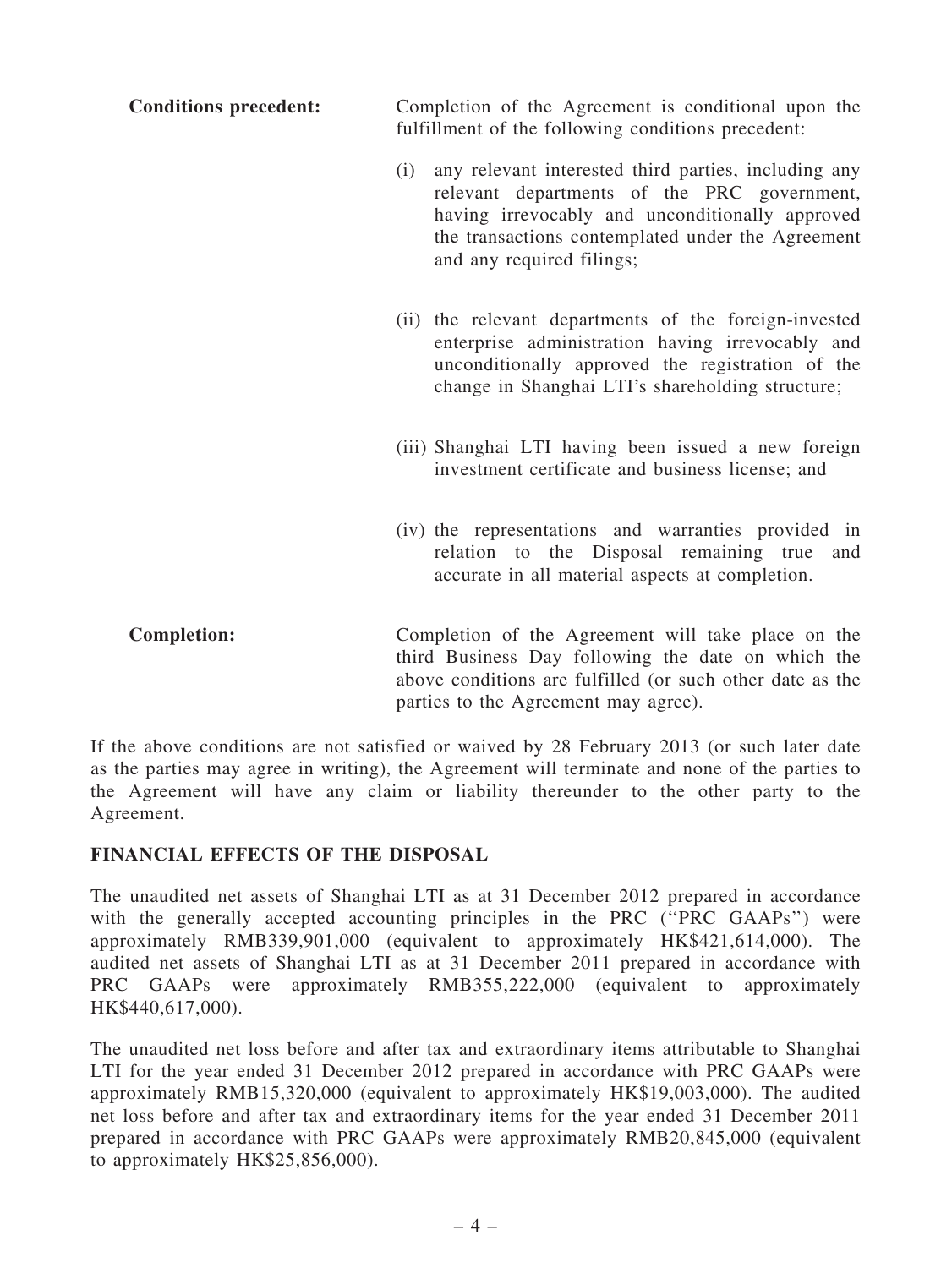**Conditions precedent:** Completion of the Agreement is conditional upon the fulfillment of the following conditions precedent:

(i) any relevant interested third parties, including any relevant departments of the PRC government, having irrevocably and unconditionally approved the transactions contemplated under the Agreement and any required filings;

(ii) the relevant departments of the foreign-invested enterprise administration having irrevocably and unconditionally approved the registration of the change in Shanghai LTI's shareholding structure;

(iii) Shanghai LTI having been issued a new foreign investment certificate and business license; and

(iv) the representations and warranties provided in relation to the Disposal remaining true and accurate in all material aspects at completion.

**Completion:** Completion of the Agreement will take place on the third Business Day following the date on which the above conditions are fulfilled (or such other date as the parties to the Agreement may agree).

If the above conditions are not satisfied or waived by 28 February 2013 (or such later date as the parties may agree in writing), the Agreement will terminate and none of the parties to the Agreement will have any claim or liability thereunder to the other party to the Agreement.

**FINANCIAL EFFECTS OF THE DISPOSAL**

The unaudited net assets of Shanghai LTI as at 31 December 2012 prepared in accordance with the generally accepted accounting principles in the PRC ("PRC GAAPs") were approximately RMB339,901,000 (equivalent to approximately HK$421,614,000). The audited net assets of Shanghai LTI as at 31 December 2011 prepared in accordance with PRC GAAPs were approximately RMB355,222,000 (equivalent to approximately HK$440,617,000).

The unaudited net loss before and after tax and extraordinary items attributable to Shanghai LTI for the year ended 31 December 2012 prepared in accordance with PRC GAAPs were approximately RMB15,320,000 (equivalent to approximately HK$19,003,000). The audited net loss before and after tax and extraordinary items for the year ended 31 December 2011 prepared in accordance with PRC GAAPs were approximately RMB20,845,000 (equivalent to approximately HK$25,856,000).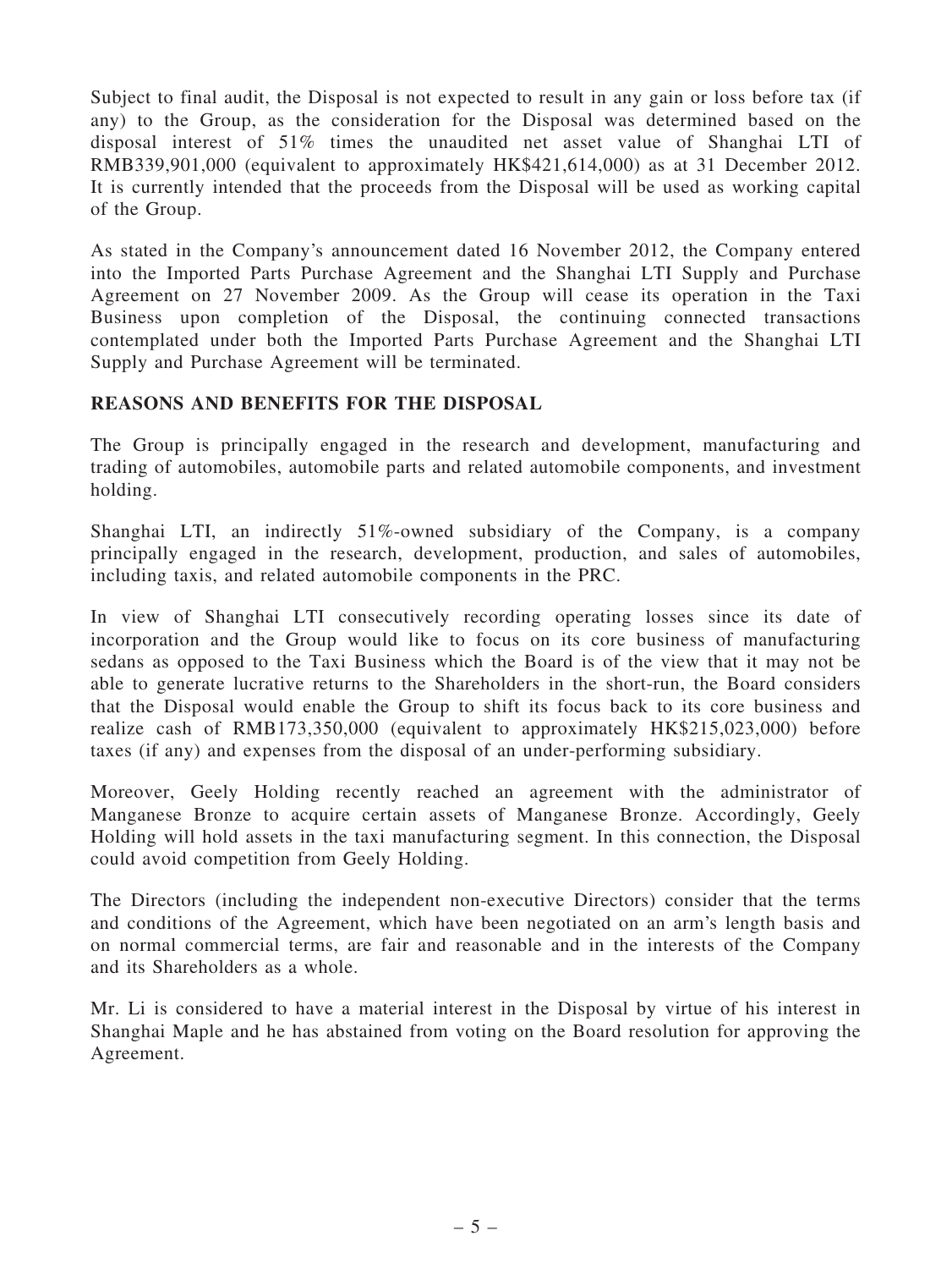Subject to final audit, the Disposal is not expected to result in any gain or loss before tax (if any) to the Group, as the consideration for the Disposal was determined based on the disposal interest of 51% times the unaudited net asset value of Shanghai LTI of RMB339,901,000 (equivalent to approximately HK$421,614,000) as at 31 December 2012. It is currently intended that the proceeds from the Disposal will be used as working capital of the Group.

As stated in the Company's announcement dated 16 November 2012, the Company entered into the Imported Parts Purchase Agreement and the Shanghai LTI Supply and Purchase Agreement on 27 November 2009. As the Group will cease its operation in the Taxi Business upon completion of the Disposal, the continuing connected transactions contemplated under both the Imported Parts Purchase Agreement and the Shanghai LTI Supply and Purchase Agreement will be terminated.

## REASONS AND BENEFITS FOR THE DISPOSAL

The Group is principally engaged in the research and development, manufacturing and trading of automobiles, automobile parts and related automobile components, and investment holding.

Shanghai LTI, an indirectly 51%-owned subsidiary of the Company, is a company principally engaged in the research, development, production, and sales of automobiles, including taxis, and related automobile components in the PRC.

In view of Shanghai LTI consecutively recording operating losses since its date of incorporation and the Group would like to focus on its core business of manufacturing sedans as opposed to the Taxi Business which the Board is of the view that it may not be able to generate lucrative returns to the Shareholders in the short-run, the Board considers that the Disposal would enable the Group to shift its focus back to its core business and realize cash of RMB173,350,000 (equivalent to approximately HK$215,023,000) before taxes (if any) and expenses from the disposal of an under-performing subsidiary.

Moreover, Geely Holding recently reached an agreement with the administrator of Manganese Bronze to acquire certain assets of Manganese Bronze. Accordingly, Geely Holding will hold assets in the taxi manufacturing segment. In this connection, the Disposal could avoid competition from Geely Holding.

The Directors (including the independent non-executive Directors) consider that the terms and conditions of the Agreement, which have been negotiated on an arm's length basis and on normal commercial terms, are fair and reasonable and in the interests of the Company and its Shareholders as a whole.

Mr. Li is considered to have a material interest in the Disposal by virtue of his interest in Shanghai Maple and he has abstained from voting on the Board resolution for approving the Agreement.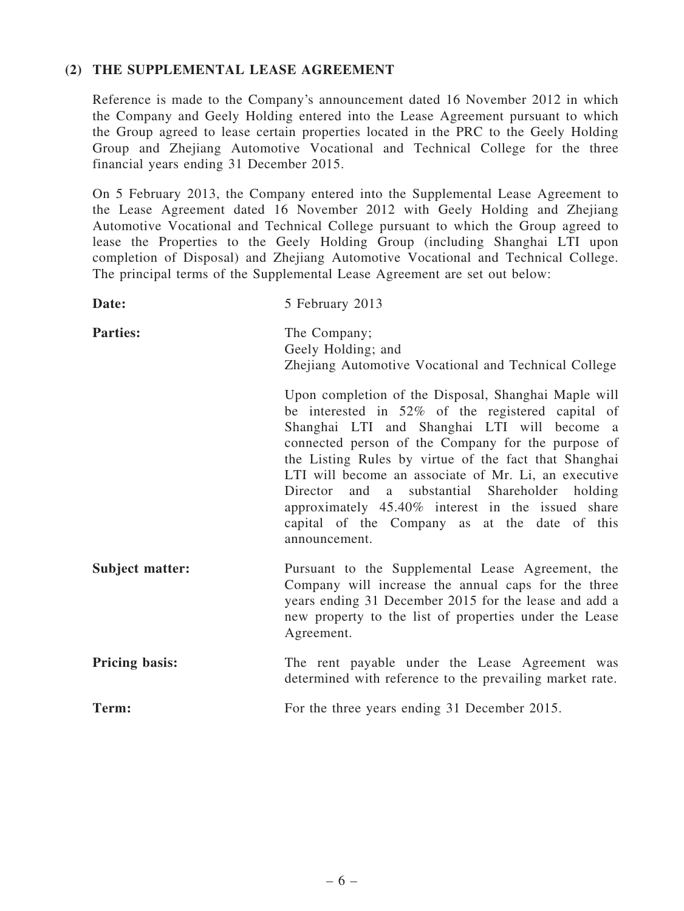## (2) THE SUPPLEMENTAL LEASE AGREEMENT

Reference is made to the Company's announcement dated 16 November 2012 in which the Company and Geely Holding entered into the Lease Agreement pursuant to which the Group agreed to lease certain properties located in the PRC to the Geely Holding Group and Zhejiang Automotive Vocational and Technical College for the three financial years ending 31 December 2015.

On 5 February 2013, the Company entered into the Supplemental Lease Agreement to the Lease Agreement dated 16 November 2012 with Geely Holding and Zhejiang Automotive Vocational and Technical College pursuant to which the Group agreed to lease the Properties to the Geely Holding Group (including Shanghai LTI upon completion of Disposal) and Zhejiang Automotive Vocational and Technical College. The principal terms of the Supplemental Lease Agreement are set out below:

**Date:** 5 February 2013

**Parties:** The Company;
Geely Holding; and
Zhejiang Automotive Vocational and Technical College

Upon completion of the Disposal, Shanghai Maple will be interested in 52% of the registered capital of Shanghai LTI and Shanghai LTI will become a connected person of the Company for the purpose of the Listing Rules by virtue of the fact that Shanghai LTI will become an associate of Mr. Li, an executive Director and a substantial Shareholder holding approximately 45.40% interest in the issued share capital of the Company as at the date of this announcement.

**Subject matter:** Pursuant to the Supplemental Lease Agreement, the Company will increase the annual caps for the three years ending 31 December 2015 for the lease and add a new property to the list of properties under the Lease Agreement.

**Pricing basis:** The rent payable under the Lease Agreement was determined with reference to the prevailing market rate.

**Term:** For the three years ending 31 December 2015.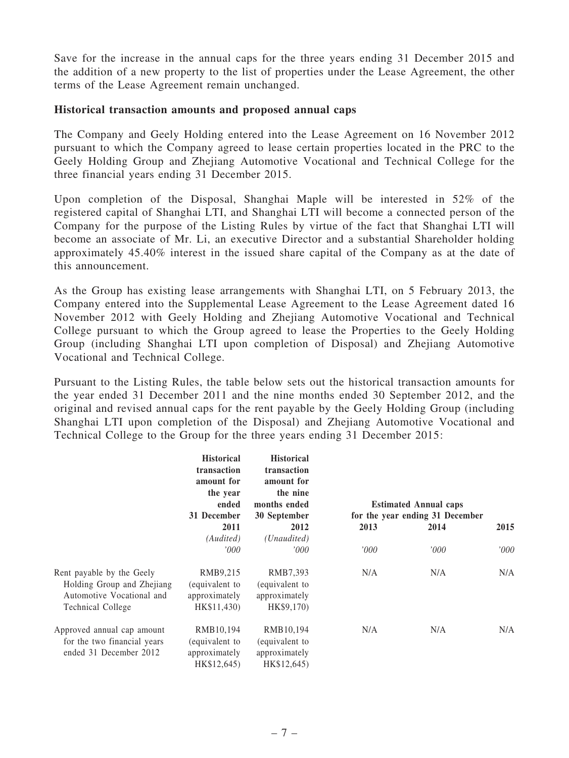Save for the increase in the annual caps for the three years ending 31 December 2015 and the addition of a new property to the list of properties under the Lease Agreement, the other terms of the Lease Agreement remain unchanged.

**Historical transaction amounts and proposed annual caps**

The Company and Geely Holding entered into the Lease Agreement on 16 November 2012 pursuant to which the Company agreed to lease certain properties located in the PRC to the Geely Holding Group and Zhejiang Automotive Vocational and Technical College for the three financial years ending 31 December 2015.

Upon completion of the Disposal, Shanghai Maple will be interested in 52% of the registered capital of Shanghai LTI, and Shanghai LTI will become a connected person of the Company for the purpose of the Listing Rules by virtue of the fact that Shanghai LTI will become an associate of Mr. Li, an executive Director and a substantial Shareholder holding approximately 45.40% interest in the issued share capital of the Company as at the date of this announcement.

As the Group has existing lease arrangements with Shanghai LTI, on 5 February 2013, the Company entered into the Supplemental Lease Agreement to the Lease Agreement dated 16 November 2012 with Geely Holding and Zhejiang Automotive Vocational and Technical College pursuant to which the Group agreed to lease the Properties to the Geely Holding Group (including Shanghai LTI upon completion of Disposal) and Zhejiang Automotive Vocational and Technical College.

Pursuant to the Listing Rules, the table below sets out the historical transaction amounts for the year ended 31 December 2011 and the nine months ended 30 September 2012, and the original and revised annual caps for the rent payable by the Geely Holding Group (including Shanghai LTI upon completion of the Disposal) and Zhejiang Automotive Vocational and Technical College to the Group for the three years ending 31 December 2015:

| | **Historical transaction amount for the year ended 31 December 2011** | **Historical transaction amount for the nine months ended 30 September 2012** | **Estimated Annual caps for the year ending 31 December** | | |
|---|---|---|---|---|---|
| | | | **2013** | **2014** | **2015** |
| | *(Audited)* | *(Unaudited)* | | | |
| | *'000* | *'000* | *'000* | *'000* | *'000* |
| Rent payable by the Geely Holding Group and Zhejiang Automotive Vocational and Technical College | RMB9,215 (equivalent to approximately HK$11,430) | RMB7,393 (equivalent to approximately HK$9,170) | N/A | N/A | N/A |
| Approved annual cap amount for the two financial years ended 31 December 2012 | RMB10,194 (equivalent to approximately HK$12,645) | RMB10,194 (equivalent to approximately HK$12,645) | N/A | N/A | N/A |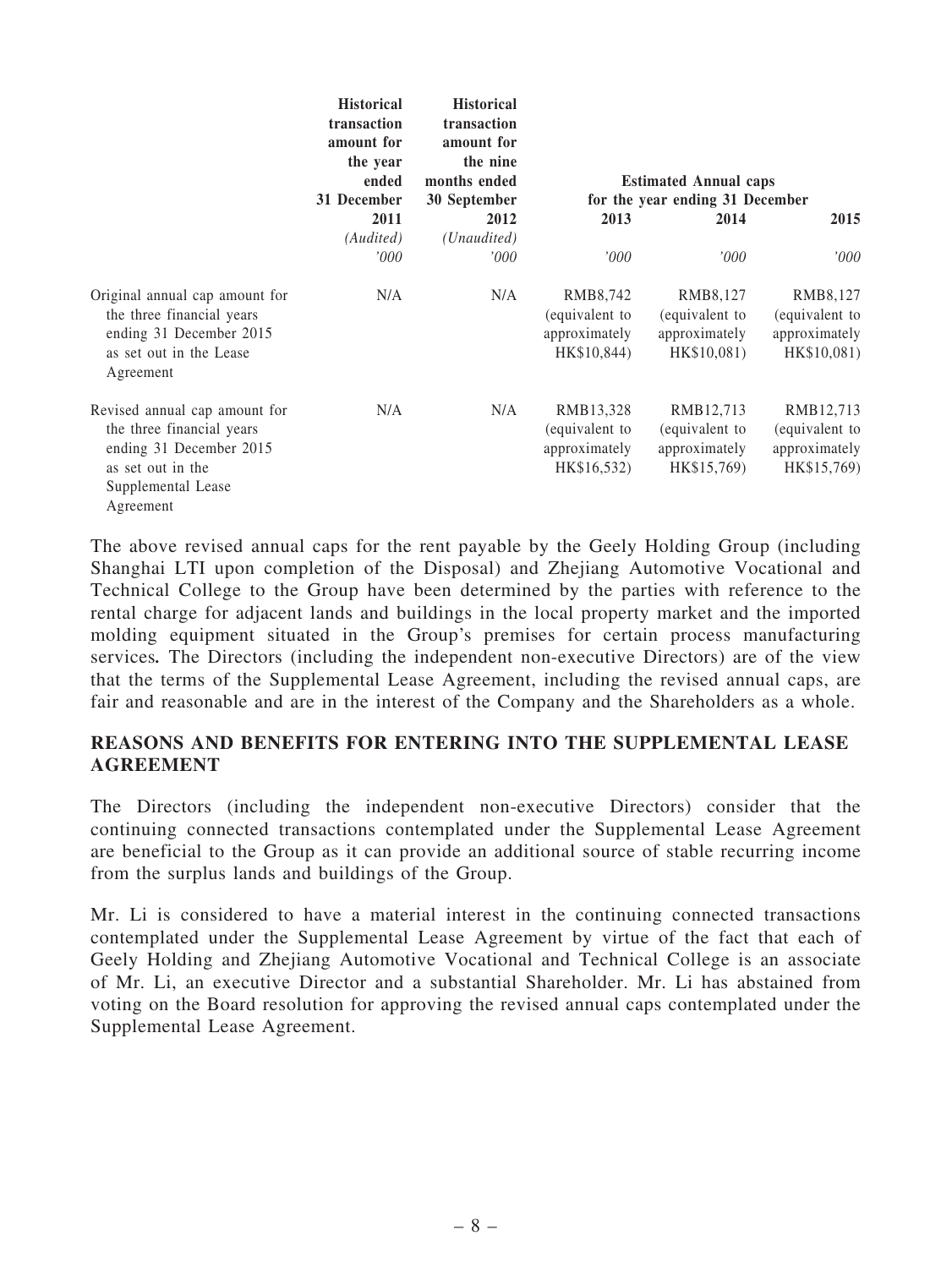| | Historical transaction amount for the year ended 31 December 2011 | Historical transaction amount for the nine months ended 30 September 2012 | Estimated Annual caps for the year ending 31 December | | |
|---|---|---|---|---|---|
| | | | 2013 | 2014 | 2015 |
| | *(Audited)* | *(Unaudited)* | | | |
| | *'000* | *'000* | *'000* | *'000* | *'000* |
| Original annual cap amount for the three financial years ending 31 December 2015 as set out in the Lease Agreement | N/A | N/A | RMB8,742 (equivalent to approximately HK$10,844) | RMB8,127 (equivalent to approximately HK$10,081) | RMB8,127 (equivalent to approximately HK$10,081) |
| Revised annual cap amount for the three financial years ending 31 December 2015 as set out in the Supplemental Lease Agreement | N/A | N/A | RMB13,328 (equivalent to approximately HK$16,532) | RMB12,713 (equivalent to approximately HK$15,769) | RMB12,713 (equivalent to approximately HK$15,769) |

The above revised annual caps for the rent payable by the Geely Holding Group (including Shanghai LTI upon completion of the Disposal) and Zhejiang Automotive Vocational and Technical College to the Group have been determined by the parties with reference to the rental charge for adjacent lands and buildings in the local property market and the imported molding equipment situated in the Group's premises for certain process manufacturing services. The Directors (including the independent non-executive Directors) are of the view that the terms of the Supplemental Lease Agreement, including the revised annual caps, are fair and reasonable and are in the interest of the Company and the Shareholders as a whole.

## REASONS AND BENEFITS FOR ENTERING INTO THE SUPPLEMENTAL LEASE AGREEMENT

The Directors (including the independent non-executive Directors) consider that the continuing connected transactions contemplated under the Supplemental Lease Agreement are beneficial to the Group as it can provide an additional source of stable recurring income from the surplus lands and buildings of the Group.

Mr. Li is considered to have a material interest in the continuing connected transactions contemplated under the Supplemental Lease Agreement by virtue of the fact that each of Geely Holding and Zhejiang Automotive Vocational and Technical College is an associate of Mr. Li, an executive Director and a substantial Shareholder. Mr. Li has abstained from voting on the Board resolution for approving the revised annual caps contemplated under the Supplemental Lease Agreement.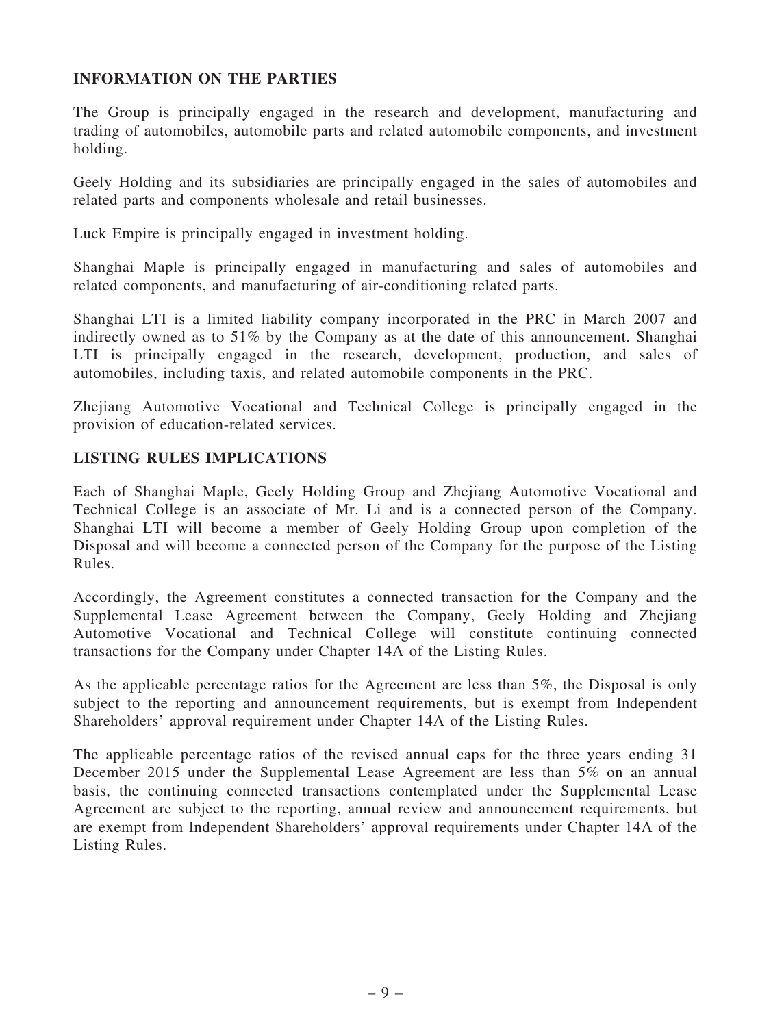## INFORMATION ON THE PARTIES

The Group is principally engaged in the research and development, manufacturing and trading of automobiles, automobile parts and related automobile components, and investment holding.

Geely Holding and its subsidiaries are principally engaged in the sales of automobiles and related parts and components wholesale and retail businesses.

Luck Empire is principally engaged in investment holding.

Shanghai Maple is principally engaged in manufacturing and sales of automobiles and related components, and manufacturing of air-conditioning related parts.

Shanghai LTI is a limited liability company incorporated in the PRC in March 2007 and indirectly owned as to 51% by the Company as at the date of this announcement. Shanghai LTI is principally engaged in the research, development, production, and sales of automobiles, including taxis, and related automobile components in the PRC.

Zhejiang Automotive Vocational and Technical College is principally engaged in the provision of education-related services.

## LISTING RULES IMPLICATIONS

Each of Shanghai Maple, Geely Holding Group and Zhejiang Automotive Vocational and Technical College is an associate of Mr. Li and is a connected person of the Company. Shanghai LTI will become a member of Geely Holding Group upon completion of the Disposal and will become a connected person of the Company for the purpose of the Listing Rules.

Accordingly, the Agreement constitutes a connected transaction for the Company and the Supplemental Lease Agreement between the Company, Geely Holding and Zhejiang Automotive Vocational and Technical College will constitute continuing connected transactions for the Company under Chapter 14A of the Listing Rules.

As the applicable percentage ratios for the Agreement are less than 5%, the Disposal is only subject to the reporting and announcement requirements, but is exempt from Independent Shareholders' approval requirement under Chapter 14A of the Listing Rules.

The applicable percentage ratios of the revised annual caps for the three years ending 31 December 2015 under the Supplemental Lease Agreement are less than 5% on an annual basis, the continuing connected transactions contemplated under the Supplemental Lease Agreement are subject to the reporting, annual review and announcement requirements, but are exempt from Independent Shareholders' approval requirements under Chapter 14A of the Listing Rules.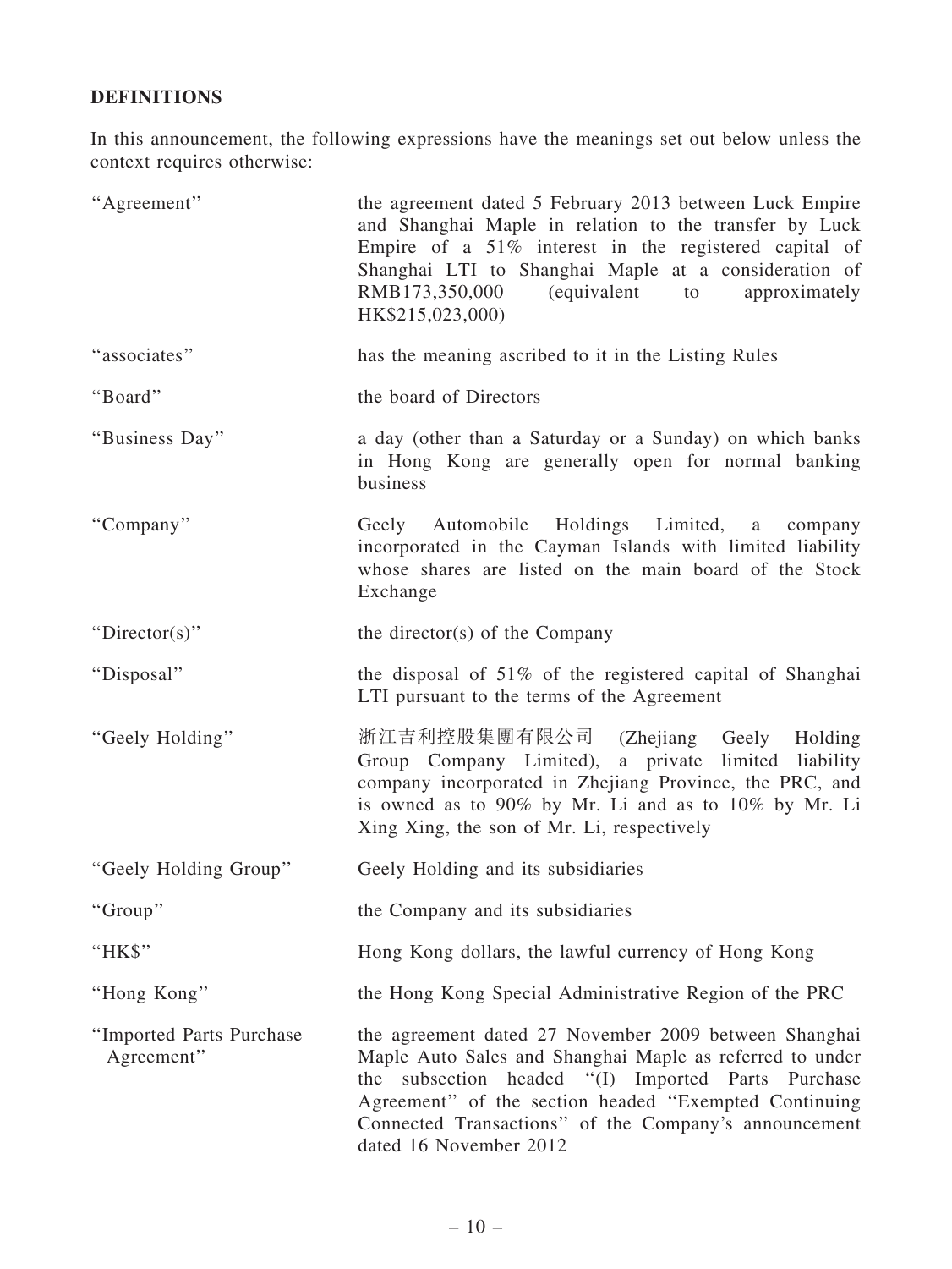## DEFINITIONS

In this announcement, the following expressions have the meanings set out below unless the context requires otherwise:

| | |
|---|---|
| "Agreement" | the agreement dated 5 February 2013 between Luck Empire and Shanghai Maple in relation to the transfer by Luck Empire of a 51% interest in the registered capital of Shanghai LTI to Shanghai Maple at a consideration of RMB173,350,000 (equivalent to approximately HK$215,023,000) |
| "associates" | has the meaning ascribed to it in the Listing Rules |
| "Board" | the board of Directors |
| "Business Day" | a day (other than a Saturday or a Sunday) on which banks in Hong Kong are generally open for normal banking business |
| "Company" | Geely Automobile Holdings Limited, a company incorporated in the Cayman Islands with limited liability whose shares are listed on the main board of the Stock Exchange |
| "Director(s)" | the director(s) of the Company |
| "Disposal" | the disposal of 51% of the registered capital of Shanghai LTI pursuant to the terms of the Agreement |
| "Geely Holding" | 浙江吉利控股集團有限公司 (Zhejiang Geely Holding Group Company Limited), a private limited liability company incorporated in Zhejiang Province, the PRC, and is owned as to 90% by Mr. Li and as to 10% by Mr. Li Xing Xing, the son of Mr. Li, respectively |
| "Geely Holding Group" | Geely Holding and its subsidiaries |
| "Group" | the Company and its subsidiaries |
| "HK$" | Hong Kong dollars, the lawful currency of Hong Kong |
| "Hong Kong" | the Hong Kong Special Administrative Region of the PRC |
| "Imported Parts Purchase Agreement" | the agreement dated 27 November 2009 between Shanghai Maple Auto Sales and Shanghai Maple as referred to under the subsection headed "(I) Imported Parts Purchase Agreement" of the section headed "Exempted Continuing Connected Transactions" of the Company's announcement dated 16 November 2012 |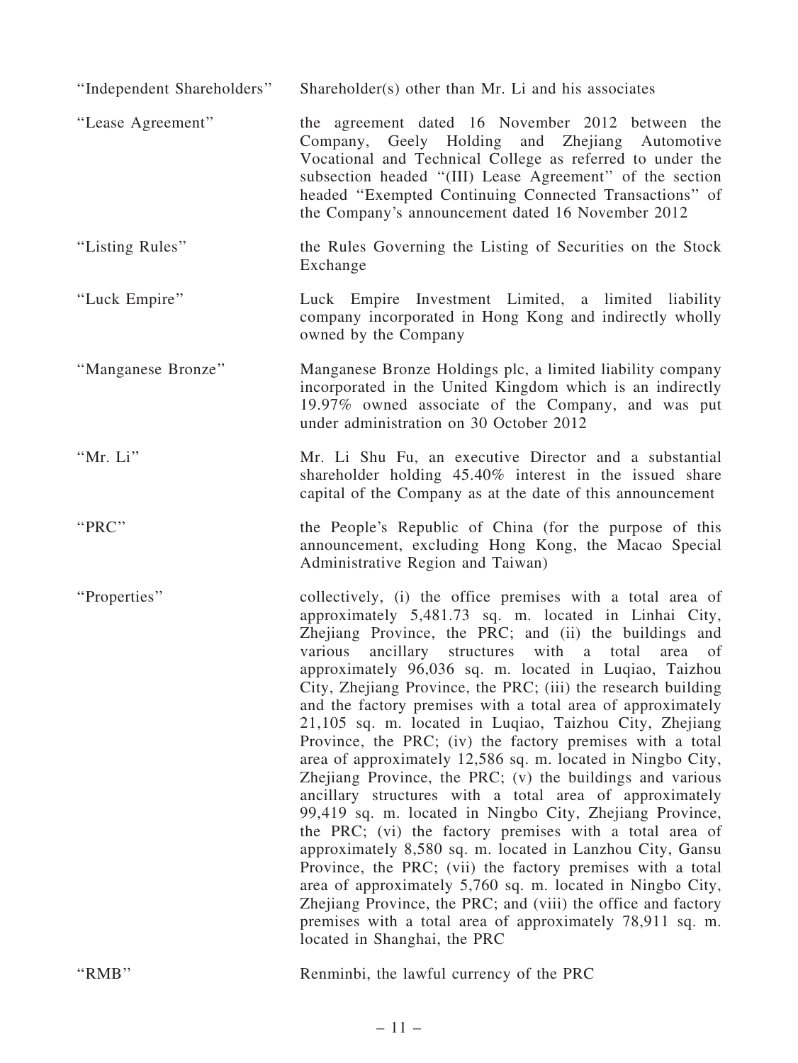| | |
|---|---|
| "Independent Shareholders" | Shareholder(s) other than Mr. Li and his associates |
| "Lease Agreement" | the agreement dated 16 November 2012 between the Company, Geely Holding and Zhejiang Automotive Vocational and Technical College as referred to under the subsection headed "(III) Lease Agreement" of the section headed "Exempted Continuing Connected Transactions" of the Company's announcement dated 16 November 2012 |
| "Listing Rules" | the Rules Governing the Listing of Securities on the Stock Exchange |
| "Luck Empire" | Luck Empire Investment Limited, a limited liability company incorporated in Hong Kong and indirectly wholly owned by the Company |
| "Manganese Bronze" | Manganese Bronze Holdings plc, a limited liability company incorporated in the United Kingdom which is an indirectly 19.97% owned associate of the Company, and was put under administration on 30 October 2012 |
| "Mr. Li" | Mr. Li Shu Fu, an executive Director and a substantial shareholder holding 45.40% interest in the issued share capital of the Company as at the date of this announcement |
| "PRC" | the People's Republic of China (for the purpose of this announcement, excluding Hong Kong, the Macao Special Administrative Region and Taiwan) |
| "Properties" | collectively, (i) the office premises with a total area of approximately 5,481.73 sq. m. located in Linhai City, Zhejiang Province, the PRC; and (ii) the buildings and various ancillary structures with a total area of approximately 96,036 sq. m. located in Luqiao, Taizhou City, Zhejiang Province, the PRC; (iii) the research building and the factory premises with a total area of approximately 21,105 sq. m. located in Luqiao, Taizhou City, Zhejiang Province, the PRC; (iv) the factory premises with a total area of approximately 12,586 sq. m. located in Ningbo City, Zhejiang Province, the PRC; (v) the buildings and various ancillary structures with a total area of approximately 99,419 sq. m. located in Ningbo City, Zhejiang Province, the PRC; (vi) the factory premises with a total area of approximately 8,580 sq. m. located in Lanzhou City, Gansu Province, the PRC; (vii) the factory premises with a total area of approximately 5,760 sq. m. located in Ningbo City, Zhejiang Province, the PRC; and (viii) the office and factory premises with a total area of approximately 78,911 sq. m. located in Shanghai, the PRC |
| "RMB" | Renminbi, the lawful currency of the PRC |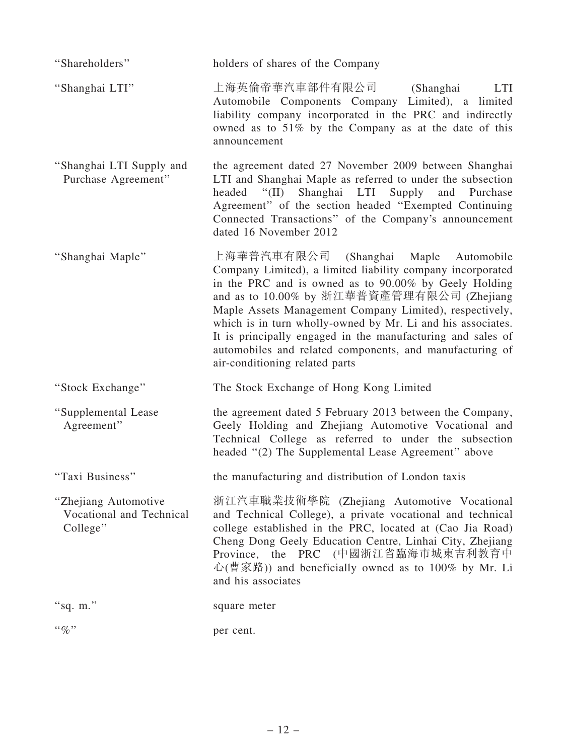| | |
|---|---|
| "Shareholders" | holders of shares of the Company |
| "Shanghai LTI" | 上海英倫帝華汽車部件有限公司 (Shanghai LTI Automobile Components Company Limited), a limited liability company incorporated in the PRC and indirectly owned as to 51% by the Company as at the date of this announcement |
| "Shanghai LTI Supply and Purchase Agreement" | the agreement dated 27 November 2009 between Shanghai LTI and Shanghai Maple as referred to under the subsection headed "(II) Shanghai LTI Supply and Purchase Agreement" of the section headed "Exempted Continuing Connected Transactions" of the Company's announcement dated 16 November 2012 |
| "Shanghai Maple" | 上海華普汽車有限公司 (Shanghai Maple Automobile Company Limited), a limited liability company incorporated in the PRC and is owned as to 90.00% by Geely Holding and as to 10.00% by 浙江華普資產管理有限公司 (Zhejiang Maple Assets Management Company Limited), respectively, which is in turn wholly-owned by Mr. Li and his associates. It is principally engaged in the manufacturing and sales of automobiles and related components, and manufacturing of air-conditioning related parts |
| "Stock Exchange" | The Stock Exchange of Hong Kong Limited |
| "Supplemental Lease Agreement" | the agreement dated 5 February 2013 between the Company, Geely Holding and Zhejiang Automotive Vocational and Technical College as referred to under the subsection headed "(2) The Supplemental Lease Agreement" above |
| "Taxi Business" | the manufacturing and distribution of London taxis |
| "Zhejiang Automotive Vocational and Technical College" | 浙江汽車職業技術學院 (Zhejiang Automotive Vocational and Technical College), a private vocational and technical college established in the PRC, located at (Cao Jia Road) Cheng Dong Geely Education Centre, Linhai City, Zhejiang Province, the PRC (中國浙江省臨海市城東吉利教育中心(曹家路)) and beneficially owned as to 100% by Mr. Li and his associates |
| "sq. m." | square meter |
| "%" | per cent. |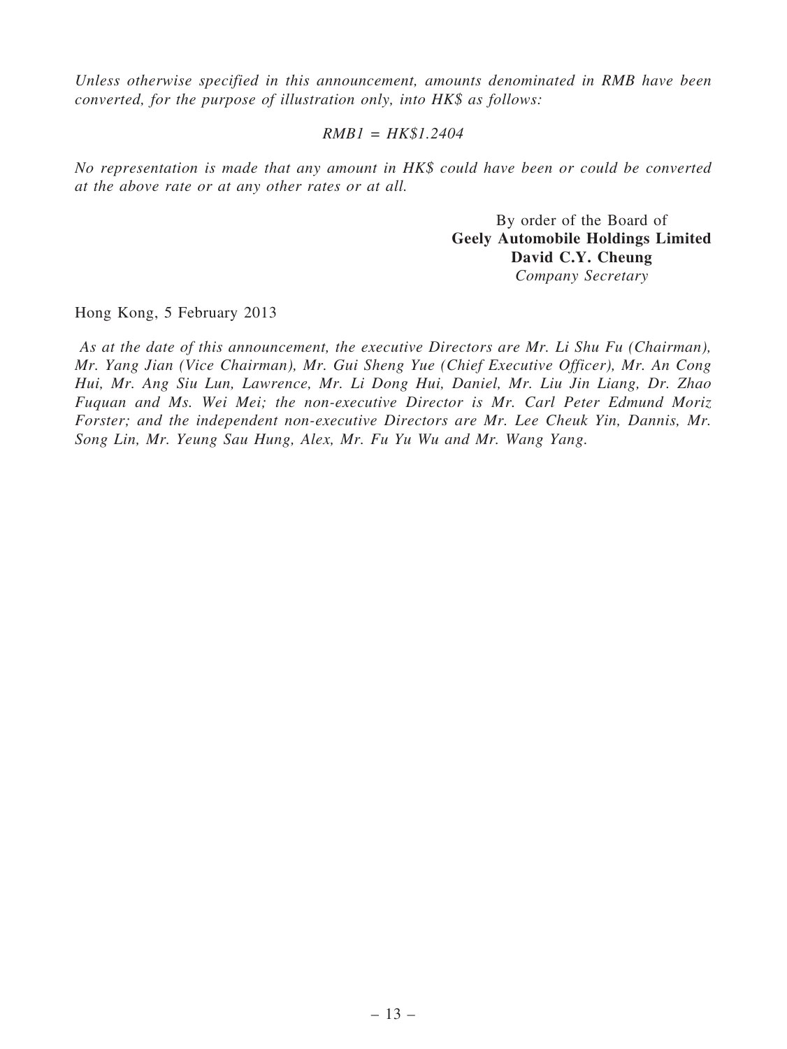*Unless otherwise specified in this announcement, amounts denominated in RMB have been converted, for the purpose of illustration only, into HK$ as follows:*

*RMB1 = HK$1.2404*

*No representation is made that any amount in HK$ could have been or could be converted at the above rate or at any other rates or at all.*

By order of the Board of
**Geely Automobile Holdings Limited**
**David C.Y. Cheung**
*Company Secretary*

Hong Kong, 5 February 2013

*As at the date of this announcement, the executive Directors are Mr. Li Shu Fu (Chairman), Mr. Yang Jian (Vice Chairman), Mr. Gui Sheng Yue (Chief Executive Officer), Mr. An Cong Hui, Mr. Ang Siu Lun, Lawrence, Mr. Li Dong Hui, Daniel, Mr. Liu Jin Liang, Dr. Zhao Fuquan and Ms. Wei Mei; the non-executive Director is Mr. Carl Peter Edmund Moriz Forster; and the independent non-executive Directors are Mr. Lee Cheuk Yin, Dannis, Mr. Song Lin, Mr. Yeung Sau Hung, Alex, Mr. Fu Yu Wu and Mr. Wang Yang.*